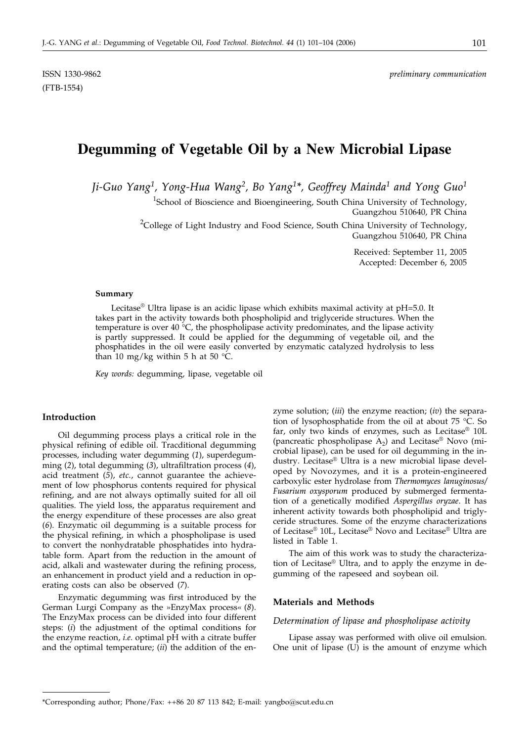ISSN 1330-9862 *preliminary communication*
(FTB-1554)

# Degumming of Vegetable Oil by a New Microbial Lipase

*Ji-Guo Yang[1], Yong-Hua Wang[2], Bo Yang[1]\*, Geoffrey Mainda[1] and Yong Guo[1]*

[1]School of Bioscience and Bioengineering, South China University of Technology, Guangzhou 510640, PR China

[2]College of Light Industry and Food Science, South China University of Technology, Guangzhou 510640, PR China

Received: September 11, 2005
Accepted: December 6, 2005

#### Summary

Lecitase® Ultra lipase is an acidic lipase which exhibits maximal activity at pH=5.0. It takes part in the activity towards both phospholipid and triglyceride structures. When the temperature is over 40 °C, the phospholipase activity predominates, and the lipase activity is partly suppressed. It could be applied for the degumming of vegetable oil, and the phosphatides in the oil were easily converted by enzymatic catalyzed hydrolysis to less than 10 mg/kg within 5 h at 50 °C.

*Key words:* degumming, lipase, vegetable oil

## Introduction

Oil degumming process plays a critical role in the physical refining of edible oil. Tracditional degumming processes, including water degumming (*1*), superdegumming (*2*), total degumming (*3*), ultrafiltration process (*4*), acid treatment (*5*), *etc.*, cannot guarantee the achievement of low phosphorus contents required for physical refining, and are not always optimally suited for all oil qualities. The yield loss, the apparatus requirement and the energy expenditure of these processes are also great (*6*). Enzymatic oil degumming is a suitable process for the physical refining, in which a phospholipase is used to convert the nonhydratable phosphatides into hydratable form. Apart from the reduction in the amount of acid, alkali and wastewater during the refining process, an enhancement in product yield and a reduction in operating costs can also be observed (*7*).

Enzymatic degumming was first introduced by the German Lurgi Company as the »EnzyMax process« (*8*). The EnzyMax process can be divided into four different steps: (*i*) the adjustment of the optimal conditions for the enzyme reaction, *i.e.* optimal pH with a citrate buffer and the optimal temperature; (*ii*) the addition of the enzyme solution; (*iii*) the enzyme reaction; (*iv*) the separation of lysophosphatide from the oil at about 75 °C. So far, only two kinds of enzymes, such as Lecitase® 10L (pancreatic phospholipase $A_2$) and Lecitase® Novo (microbial lipase), can be used for oil degumming in the industry. Lecitase® Ultra is a new microbial lipase developed by Novozymes, and it is a protein-engineered carboxylic ester hydrolase from *Thermomyces lanuginosus/Fusarium oxysporum* produced by submerged fermentation of a genetically modified *Aspergillus oryzae*. It has inherent activity towards both phospholipid and triglyceride structures. Some of the enzyme characterizations of Lecitase® 10L, Lecitase® Novo and Lecitase® Ultra are listed in Table 1.

The aim of this work was to study the characterization of Lecitase® Ultra, and to apply the enzyme in degumming of the rapeseed and soybean oil.

## Materials and Methods

### *Determination of lipase and phospholipase activity*

Lipase assay was performed with olive oil emulsion. One unit of lipase (U) is the amount of enzyme which

---

\*Corresponding author; Phone/Fax: ++86 20 87 113 842; E-mail: yangbo@scut.edu.cn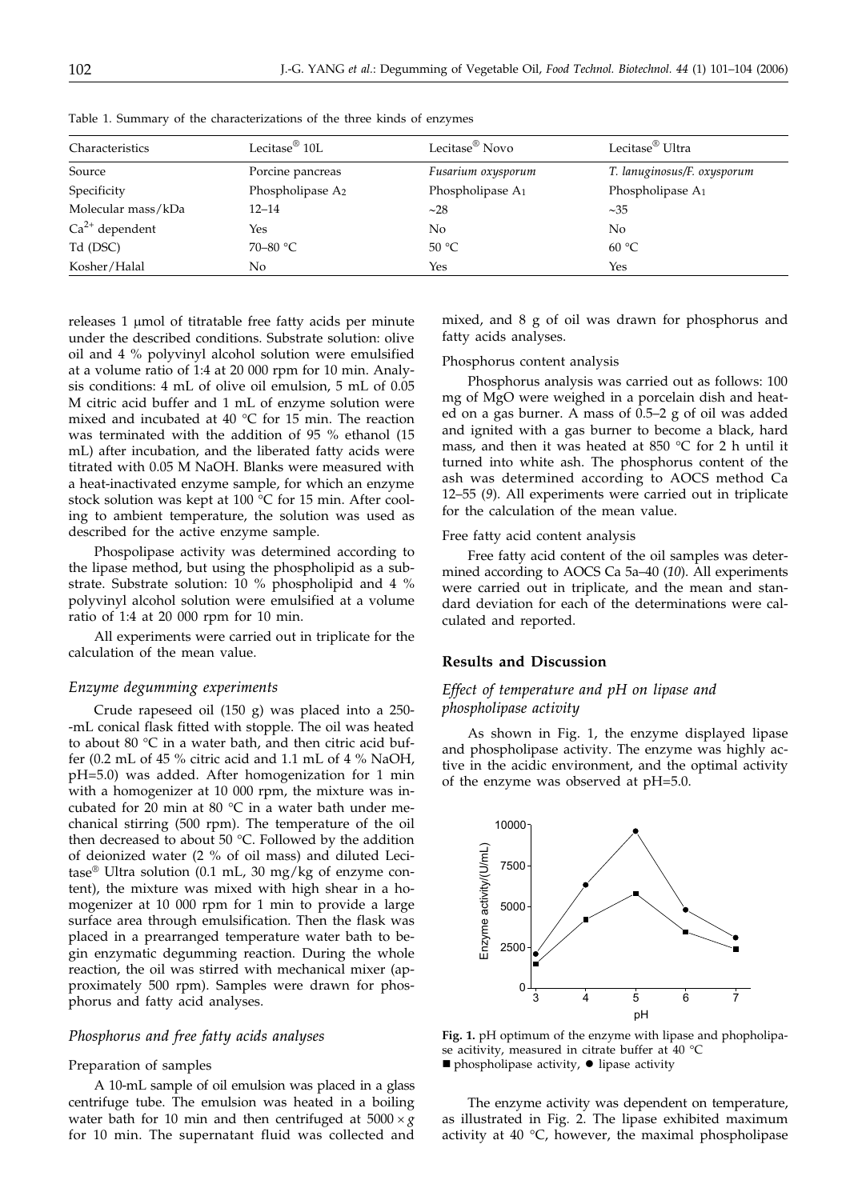Table 1. Summary of the characterizations of the three kinds of enzymes

| Characteristics | Lecitase® 10L | Lecitase® Novo | Lecitase® Ultra |
|---|---|---|---|
| Source | Porcine pancreas | *Fusarium oxysporum* | *T. lanuginosus/F. oxysporum* |
| Specificity | Phospholipase $A_2$ | Phospholipase $A_1$ | Phospholipase $A_1$ |
| Molecular mass/kDa | 12–14 | ~28 | ~35 |
| $Ca^{2+}$ dependent | Yes | No | No |
| Td (DSC) | 70–80 °C | 50 °C | 60 °C |
| Kosher/Halal | No | Yes | Yes |

releases 1 μmol of titratable free fatty acids per minute under the described conditions. Substrate solution: olive oil and 4 % polyvinyl alcohol solution were emulsified at a volume ratio of 1:4 at 20 000 rpm for 10 min. Analysis conditions: 4 mL of olive oil emulsion, 5 mL of 0.05 M citric acid buffer and 1 mL of enzyme solution were mixed and incubated at 40 °C for 15 min. The reaction was terminated with the addition of 95 % ethanol (15 mL) after incubation, and the liberated fatty acids were titrated with 0.05 M NaOH. Blanks were measured with a heat-inactivated enzyme sample, for which an enzyme stock solution was kept at 100 °C for 15 min. After cooling to ambient temperature, the solution was used as described for the active enzyme sample.

Phospolipase activity was determined according to the lipase method, but using the phospholipid as a substrate. Substrate solution: 10 % phospholipid and 4 % polyvinyl alcohol solution were emulsified at a volume ratio of 1:4 at 20 000 rpm for 10 min.

All experiments were carried out in triplicate for the calculation of the mean value.

### *Enzyme degumming experiments*

Crude rapeseed oil (150 g) was placed into a 250-mL conical flask fitted with stopple. The oil was heated to about 80 °C in a water bath, and then citric acid buffer (0.2 mL of 45 % citric acid and 1.1 mL of 4 % NaOH, pH=5.0) was added. After homogenization for 1 min with a homogenizer at 10 000 rpm, the mixture was incubated for 20 min at 80 °C in a water bath under mechanical stirring (500 rpm). The temperature of the oil then decreased to about 50 °C. Followed by the addition of deionized water (2 % of oil mass) and diluted Lecitase® Ultra solution (0.1 mL, 30 mg/kg of enzyme content), the mixture was mixed with high shear in a homogenizer at 10 000 rpm for 1 min to provide a large surface area through emulsification. Then the flask was placed in a prearranged temperature water bath to begin enzymatic degumming reaction. During the whole reaction, the oil was stirred with mechanical mixer (approximately 500 rpm). Samples were drawn for phosphorus and fatty acid analyses.

### *Phosphorus and free fatty acids analyses*

#### Preparation of samples

A 10-mL sample of oil emulsion was placed in a glass centrifuge tube. The emulsion was heated in a boiling water bath for 10 min and then centrifuged at $5000\times g$ for 10 min. The supernatant fluid was collected and mixed, and 8 g of oil was drawn for phosphorus and fatty acids analyses.

#### Phosphorus content analysis

Phosphorus analysis was carried out as follows: 100 mg of MgO were weighed in a porcelain dish and heated on a gas burner. A mass of 0.5–2 g of oil was added and ignited with a gas burner to become a black, hard mass, and then it was heated at 850 °C for 2 h until it turned into white ash. The phosphorus content of the ash was determined according to AOCS method Ca 12–55 (*9*). All experiments were carried out in triplicate for the calculation of the mean value.

#### Free fatty acid content analysis

Free fatty acid content of the oil samples was determined according to AOCS Ca 5a–40 (*10*). All experiments were carried out in triplicate, and the mean and standard deviation for each of the determinations were calculated and reported.

## Results and Discussion

### *Effect of temperature and pH on lipase and phospholipase activity*

As shown in Fig. 1, the enzyme displayed lipase and phospholipase activity. The enzyme was highly active in the acidic environment, and the optimal activity of the enzyme was observed at pH=5.0.

**Fig. 1.** pH optimum of the enzyme with lipase and phopholipase acitivity, measured in citrate buffer at 40 °C
■ phospholipase activity, ● lipase activity

The enzyme activity was dependent on temperature, as illustrated in Fig. 2. The lipase exhibited maximum activity at 40 °C, however, the maximal phospholipase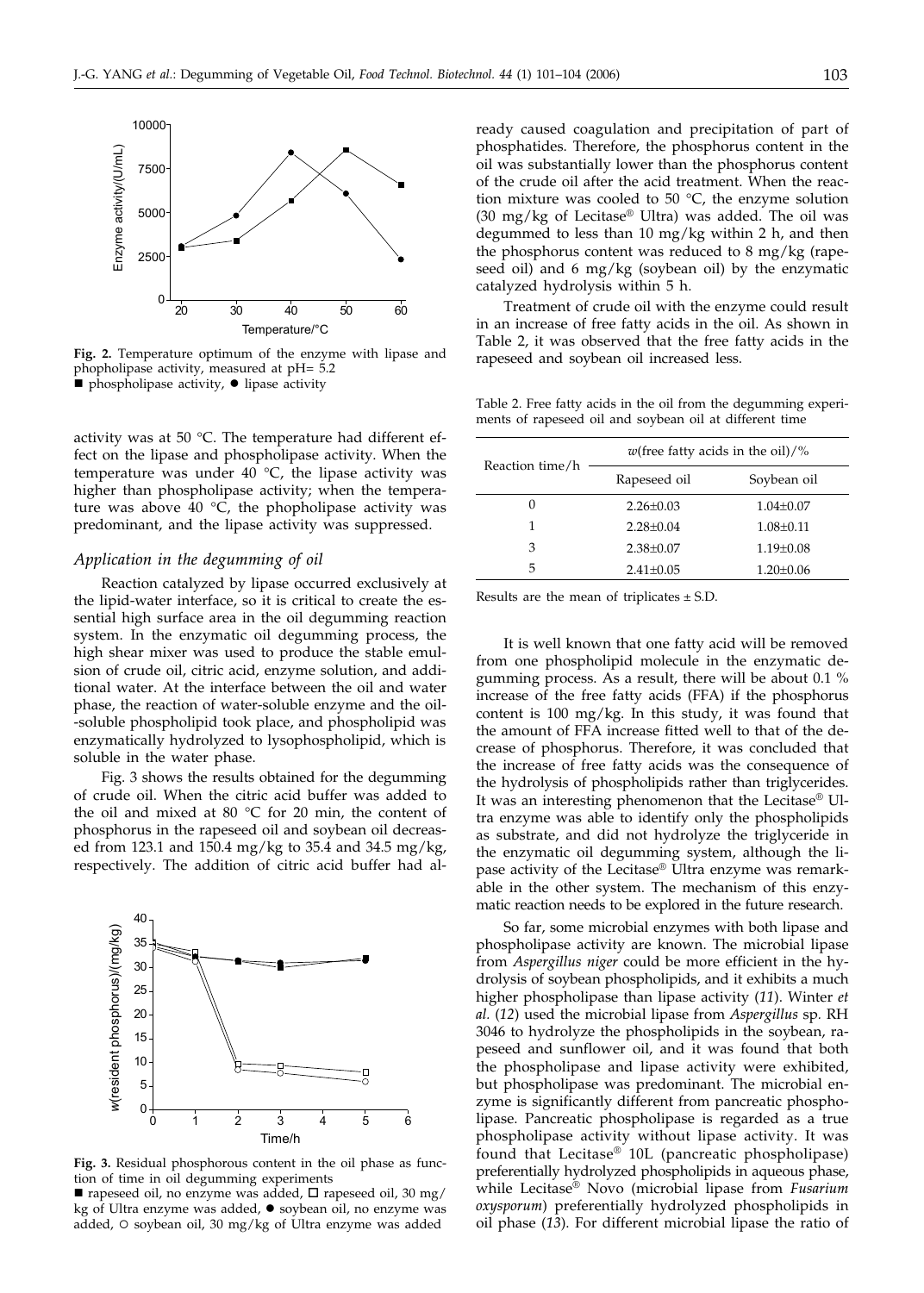**Fig. 2.** Temperature optimum of the enzyme with lipase and phopholipase activity, measured at pH= 5.2
■ phospholipase activity, ● lipase activity

activity was at 50 °C. The temperature had different effect on the lipase and phospholipase activity. When the temperature was under 40 °C, the lipase activity was higher than phospholipase activity; when the temperature was above 40 °C, the phopholipase activity was predominant, and the lipase activity was suppressed.

### *Application in the degumming of oil*

Reaction catalyzed by lipase occurred exclusively at the lipid-water interface, so it is critical to create the essential high surface area in the oil degumming reaction system. In the enzymatic oil degumming process, the high shear mixer was used to produce the stable emulsion of crude oil, citric acid, enzyme solution, and additional water. At the interface between the oil and water phase, the reaction of water-soluble enzyme and the oil-soluble phospholipid took place, and phospholipid was enzymatically hydrolyzed to lysophospholipid, which is soluble in the water phase.

Fig. 3 shows the results obtained for the degumming of crude oil. When the citric acid buffer was added to the oil and mixed at 80 °C for 20 min, the content of phosphorus in the rapeseed oil and soybean oil decreased from 123.1 and 150.4 mg/kg to 35.4 and 34.5 mg/kg, respectively. The addition of citric acid buffer had already caused coagulation and precipitation of part of phosphatides. Therefore, the phosphorus content in the oil was substantially lower than the phosphorus content of the crude oil after the acid treatment. When the reaction mixture was cooled to 50 °C, the enzyme solution (30 mg/kg of Lecitase® Ultra) was added. The oil was degummed to less than 10 mg/kg within 2 h, and then the phosphorus content was reduced to 8 mg/kg (rapeseed oil) and 6 mg/kg (soybean oil) by the enzymatic catalyzed hydrolysis within 5 h.

**Fig. 3.** Residual phosphorous content in the oil phase as function of time in oil degumming experiments
■ rapeseed oil, no enzyme was added, □ rapeseed oil, 30 mg/kg of Ultra enzyme was added, ● soybean oil, no enzyme was added, ○ soybean oil, 30 mg/kg of Ultra enzyme was added

Treatment of crude oil with the enzyme could result in an increase of free fatty acids in the oil. As shown in Table 2, it was observed that the free fatty acids in the rapeseed and soybean oil increased less.

Table 2. Free fatty acids in the oil from the degumming experiments of rapeseed oil and soybean oil at different time

| Reaction time/h | *w*(free fatty acids in the oil)/% | |
|---|---|---|
| | Rapeseed oil | Soybean oil |
| 0 | 2.26±0.03 | 1.04±0.07 |
| 1 | 2.28±0.04 | 1.08±0.11 |
| 3 | 2.38±0.07 | 1.19±0.08 |
| 5 | 2.41±0.05 | 1.20±0.06 |

Results are the mean of triplicates ± S.D.

It is well known that one fatty acid will be removed from one phospholipid molecule in the enzymatic degumming process. As a result, there will be about 0.1 % increase of the free fatty acids (FFA) if the phosphorus content is 100 mg/kg. In this study, it was found that the amount of FFA increase fitted well to that of the decrease of phosphorus. Therefore, it was concluded that the increase of free fatty acids was the consequence of the hydrolysis of phospholipids rather than triglycerides. It was an interesting phenomenon that the Lecitase® Ultra enzyme was able to identify only the phospholipids as substrate, and did not hydrolyze the triglyceride in the enzymatic oil degumming system, although the lipase activity of the Lecitase® Ultra enzyme was remarkable in the other system. The mechanism of this enzymatic reaction needs to be explored in the future research.

So far, some microbial enzymes with both lipase and phospholipase activity are known. The microbial lipase from *Aspergillus niger* could be more efficient in the hydrolysis of soybean phospholipids, and it exhibits a much higher phospholipase than lipase activity (*11*). Winter *et al.* (*12*) used the microbial lipase from *Aspergillus* sp. RH 3046 to hydrolyze the phospholipids in the soybean, rapeseed and sunflower oil, and it was found that both the phospholipase and lipase activity were exhibited, but phospholipase was predominant. The microbial enzyme is significantly different from pancreatic phospholipase. Pancreatic phospholipase is regarded as a true phospholipase activity without lipase activity. It was found that Lecitase® 10L (pancreatic phospholipase) preferentially hydrolyzed phospholipids in aqueous phase, while Lecitase® Novo (microbial lipase from *Fusarium oxysporum*) preferentially hydrolyzed phospholipids in oil phase (*13*). For different microbial lipase the ratio of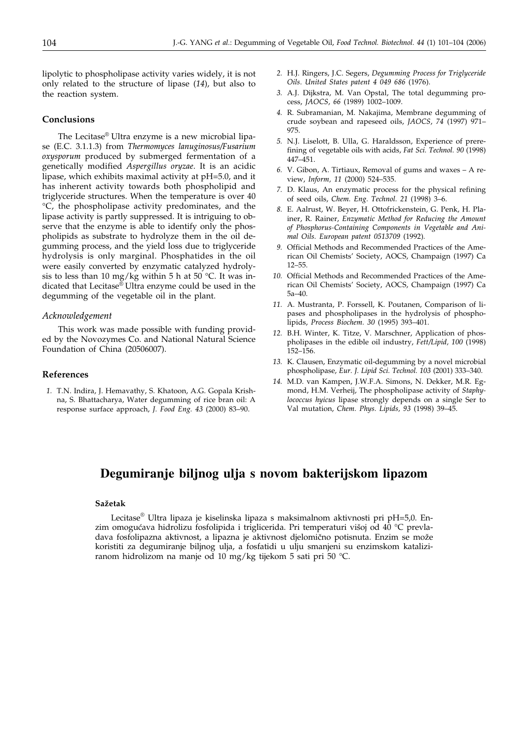lipolytic to phospholipase activity varies widely, it is not only related to the structure of lipase (*14*), but also to the reaction system.

## Conclusions

The Lecitase® Ultra enzyme is a new microbial lipase (E.C. 3.1.1.3) from *Thermomyces lanuginosus/Fusarium oxysporum* produced by submerged fermentation of a genetically modified *Aspergillus oryzae*. It is an acidic lipase, which exhibits maximal activity at pH=5.0, and it has inherent activity towards both phospholipid and triglyceride structures. When the temperature is over 40 °C, the phospholipase activity predominates, and the lipase activity is partly suppressed. It is intriguing to observe that the enzyme is able to identify only the phospholipids as substrate to hydrolyze them in the oil degumming process, and the yield loss due to triglyceride hydrolysis is only marginal. Phosphatides in the oil were easily converted by enzymatic catalyzed hydrolysis to less than 10 mg/kg within 5 h at 50 °C. It was indicated that Lecitase® Ultra enzyme could be used in the degumming of the vegetable oil in the plant.

### *Acknowledgement*

This work was made possible with funding provided by the Novozymes Co. and National Natural Science Foundation of China (20506007).

## References

1. T.N. Indira, J. Hemavathy, S. Khatoon, A.G. Gopala Krishna, S. Bhattacharya, Water degumming of rice bran oil: A response surface approach, *J. Food Eng. 43* (2000) 83–90.
2. H.J. Ringers, J.C. Segers, *Degumming Process for Triglyceride Oils. United States patent 4 049 686* (1976).
3. A.J. Dijkstra, M. Van Opstal, The total degumming process, *JAOCS, 66* (1989) 1002–1009.
4. R. Subramanian, M. Nakajima, Membrane degumming of crude soybean and rapeseed oils, *JAOCS, 74* (1997) 971–975.
5. N.J. Liselott, B. Ulla, G. Haraldsson, Experience of prerefining of vegetable oils with acids, *Fat Sci. Technol. 90* (1998) 447–451.
6. V. Gibon, A. Tirtiaux, Removal of gums and waxes – A review, *Inform, 11* (2000) 524–535.
7. D. Klaus, An enzymatic process for the physical refining of seed oils, *Chem. Eng. Technol. 21* (1998) 3–6.
8. E. Aalrust, W. Beyer, H. Ottofrickenstein, G. Penk, H. Plainer, R. Rainer, *Enzymatic Method for Reducing the Amount of Phosphorus-Containing Components in Vegetable and Animal Oils. European patent 0513709* (1992).
9. Official Methods and Recommended Practices of the American Oil Chemists' Society, AOCS, Champaign (1997) Ca 12–55.
10. Official Methods and Recommended Practices of the American Oil Chemists' Society, AOCS, Champaign (1997) Ca 5a–40.
11. A. Mustranta, P. Forssell, K. Poutanen, Comparison of lipases and phospholipases in the hydrolysis of phospholipids, *Process Biochem. 30* (1995) 393–401.
12. B.H. Winter, K. Titze, V. Marschner, Application of phospholipases in the edible oil industry, *Fett/Lipid, 100* (1998) 152–156.
13. K. Clausen, Enzymatic oil-degumming by a novel microbial phospholipase, *Eur. J. Lipid Sci. Technol. 103* (2001) 333–340.
14. M.D. van Kampen, J.W.F.A. Simons, N. Dekker, M.R. Egmond, H.M. Verheij, The phospholipase activity of *Staphylococcus hyicus* lipase strongly depends on a single Ser to Val mutation, *Chem. Phys. Lipids, 93* (1998) 39–45.

# Degumiranje biljnog ulja s novom bakterijskom lipazom

#### Sažetak

Lecitase® Ultra lipaza je kiselinska lipaza s maksimalnom aktivnosti pri pH=5,0. Enzim omogućava hidrolizu fosfolipida i triglicerida. Pri temperaturi višoj od 40 °C prevladava fosfolipazna aktivnost, a lipazna je aktivnost djelomično potisnuta. Enzim se može koristiti za degumiranje biljnog ulja, a fosfatidi u ulju smanjeni su enzimskom kataliziranom hidrolizom na manje od 10 mg/kg tijekom 5 sati pri 50 °C.